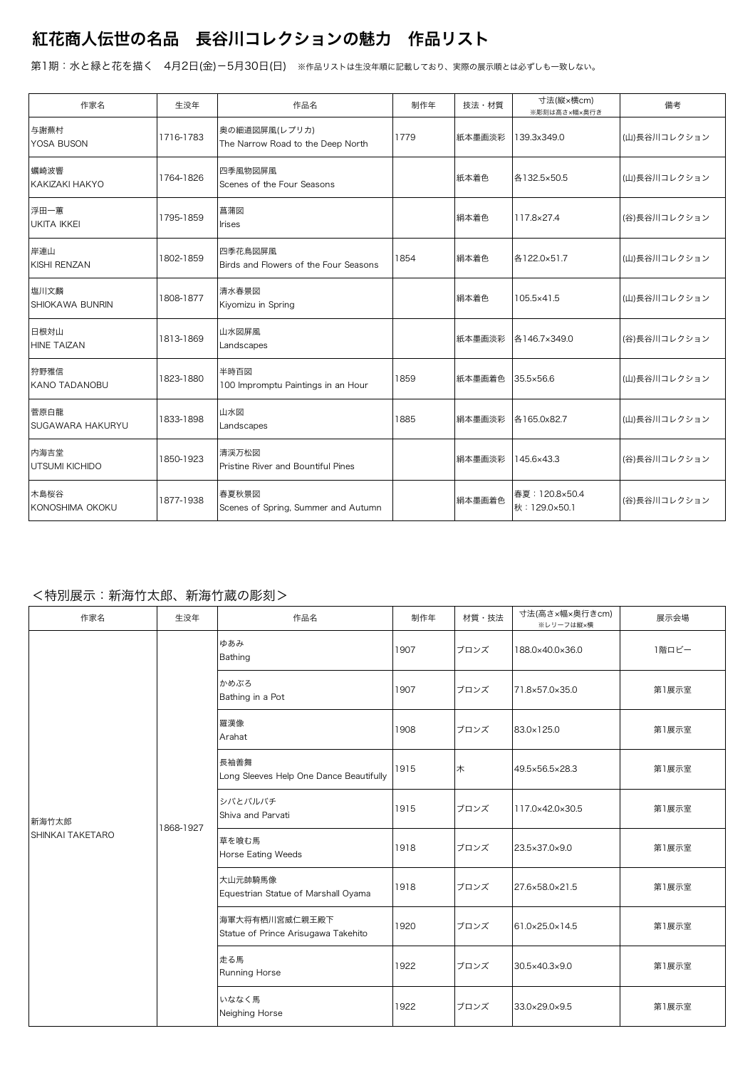# 紅花商人伝世の名品　長谷川コレクションの魅力　作品リスト

第1期：水と緑と花を描く　4月2日(金)－5月30日(日)　※作品リストは生没年順に記載しており、実際の展示順とは必ずしも一致しない。

| 作家名 | 生没年 | 作品名 | 制作年 | 技法・材質 | 寸法(縦×横cm) ※彫刻は高さ×幅×奥行き | 備考 |
|---|---|---|---|---|---|---|
| 与謝蕪村 YOSA BUSON | 1716-1783 | 奥の細道図屏風(レプリカ) The Narrow Road to the Deep North | 1779 | 紙本墨画淡彩 | 139.3x349.0 | (山)長谷川コレクション |
| 蠣崎波響 KAKIZAKI HAKYO | 1764-1826 | 四季風物図屏風 Scenes of the Four Seasons | | 紙本着色 | 各132.5×50.5 | (山)長谷川コレクション |
| 浮田一蕙 UKITA IKKEI | 1795-1859 | 菖蒲図 Irises | | 絹本着色 | 117.8×27.4 | (谷)長谷川コレクション |
| 岸連山 KISHI RENZAN | 1802-1859 | 四季花鳥図屏風 Birds and Flowers of the Four Seasons | 1854 | 絹本着色 | 各122.0×51.7 | (山)長谷川コレクション |
| 塩川文麟 SHIOKAWA BUNRIN | 1808-1877 | 清水春景図 Kiyomizu in Spring | | 絹本着色 | 105.5×41.5 | (山)長谷川コレクション |
| 日根対山 HINE TAIZAN | 1813-1869 | 山水図屏風 Landscapes | | 紙本墨画淡彩 | 各146.7×349.0 | (谷)長谷川コレクション |
| 狩野雅信 KANO TADANOBU | 1823-1880 | 半時百図 100 Impromptu Paintings in an Hour | 1859 | 紙本墨画着色 | 35.5×56.6 | (山)長谷川コレクション |
| 菅原白龍 SUGAWARA HAKURYU | 1833-1898 | 山水図 Landscapes | 1885 | 絹本墨画淡彩 | 各165.0x82.7 | (山)長谷川コレクション |
| 内海吉堂 UTSUMI KICHIDO | 1850-1923 | 清渓万松図 Pristine River and Bountiful Pines | | 絹本墨画淡彩 | 145.6×43.3 | (谷)長谷川コレクション |
| 木島桜谷 KONOSHIMA OKOKU | 1877-1938 | 春夏秋景図 Scenes of Spring, Summer and Autumn | | 絹本墨画着色 | 春夏：120.8×50.4 秋：129.0×50.1 | (谷)長谷川コレクション |

## ＜特別展示：新海竹太郎、新海竹蔵の彫刻＞

| 作家名 | 生没年 | 作品名 | 制作年 | 材質・技法 | 寸法(高さ×幅×奥行きcm) ※レリーフは縦×横 | 展示会場 |
|---|---|---|---|---|---|---|
| 新海竹太郎 SHINKAI TAKETARO | 1868-1927 | ゆあみ Bathing | 1907 | ブロンズ | 188.0×40.0×36.0 | 1階ロビー |
| | | かめぶろ Bathing in a Pot | 1907 | ブロンズ | 71.8×57.0×35.0 | 第1展示室 |
| | | 羅漢像 Arahat | 1908 | ブロンズ | 83.0×125.0 | 第1展示室 |
| | | 長袖善舞 Long Sleeves Help One Dance Beautifully | 1915 | 木 | 49.5×56.5×28.3 | 第1展示室 |
| | | シバとパルバチ Shiva and Parvati | 1915 | ブロンズ | 117.0×42.0×30.5 | 第1展示室 |
| | | 草を喰む馬 Horse Eating Weeds | 1918 | ブロンズ | 23.5×37.0×9.0 | 第1展示室 |
| | | 大山元帥騎馬像 Equestrian Statue of Marshall Oyama | 1918 | ブロンズ | 27.6×58.0×21.5 | 第1展示室 |
| | | 海軍大将有栖川宮威仁親王殿下 Statue of Prince Arisugawa Takehito | 1920 | ブロンズ | 61.0×25.0×14.5 | 第1展示室 |
| | | 走る馬 Running Horse | 1922 | ブロンズ | 30.5×40.3×9.0 | 第1展示室 |
| | | いななく馬 Neighing Horse | 1922 | ブロンズ | 33.0×29.0×9.5 | 第1展示室 |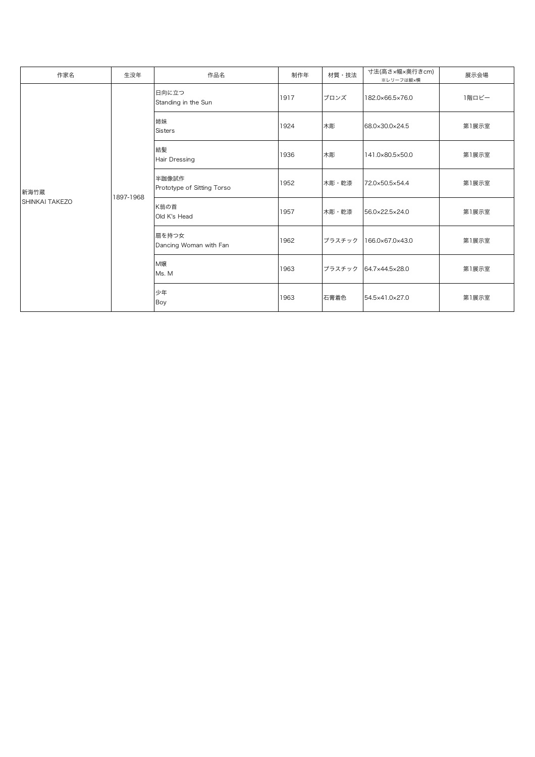| 作家名 | 生没年 | 作品名 | 制作年 | 材質・技法 | 寸法(高さ×幅×奥行きcm) ※レリーフは縦×横 | 展示会場 |
|---|---|---|---|---|---|---|
| 新海竹蔵 SHINKAI TAKEZO | 1897-1968 | 日向に立つ Standing in the Sun | 1917 | ブロンズ | 182.0×66.5×76.0 | 1階ロビー |
| | | 姉妹 Sisters | 1924 | 木彫 | 68.0×30.0×24.5 | 第1展示室 |
| | | 結髪 Hair Dressing | 1936 | 木彫 | 141.0×80.5×50.0 | 第1展示室 |
| | | 半跏像試作 Prototype of Sitting Torso | 1952 | 木彫・乾漆 | 72.0×50.5×54.4 | 第1展示室 |
| | | K翁の首 Old K's Head | 1957 | 木彫・乾漆 | 56.0×22.5×24.0 | 第1展示室 |
| | | 扇を持つ女 Dancing Woman with Fan | 1962 | プラスチック | 166.0×67.0×43.0 | 第1展示室 |
| | | M嬢 Ms. M | 1963 | プラスチック | 64.7×44.5×28.0 | 第1展示室 |
| | | 少年 Boy | 1963 | 石膏着色 | 54.5×41.0×27.0 | 第1展示室 |